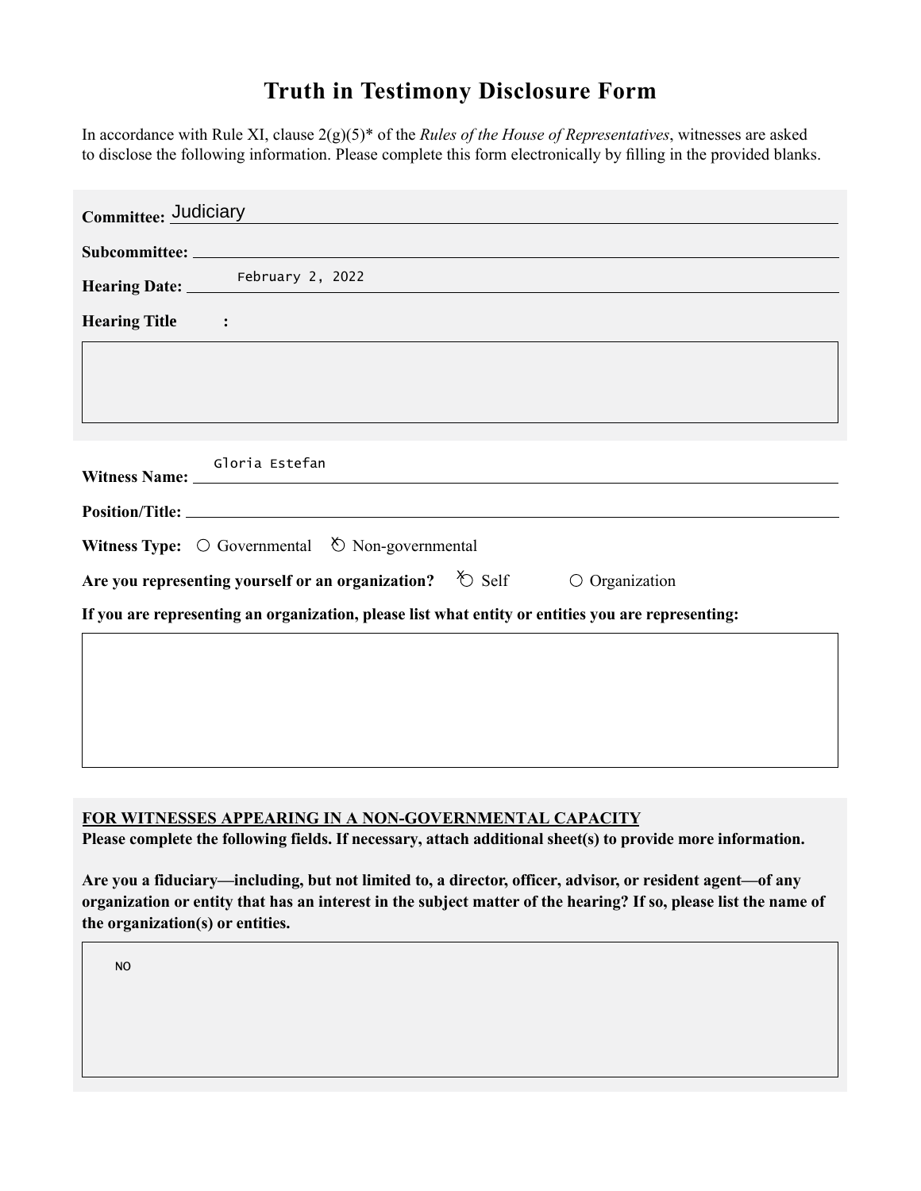# Truth in Testimony Disclosure Form

In accordance with Rule XI, clause 2(g)(5)* of the *Rules of the House of Representatives*, witnesses are asked to disclose the following information. Please complete this form electronically by filling in the provided blanks.

**Committee:** Judiciary

**Subcommittee:**

**Hearing Date:** February 2, 2022

**Hearing Title:**

**Witness Name:** Gloria Estefan

**Position/Title:**

**Witness Type:** ○ Governmental ☒ Non-governmental

**Are you representing yourself or an organization?** ☒ Self ○ Organization

**If you are representing an organization, please list what entity or entities you are representing:**

**FOR WITNESSES APPEARING IN A NON-GOVERNMENTAL CAPACITY**

**Please complete the following fields. If necessary, attach additional sheet(s) to provide more information.**

**Are you a fiduciary—including, but not limited to, a director, officer, advisor, or resident agent—of any organization or entity that has an interest in the subject matter of the hearing? If so, please list the name of the organization(s) or entities.**

NO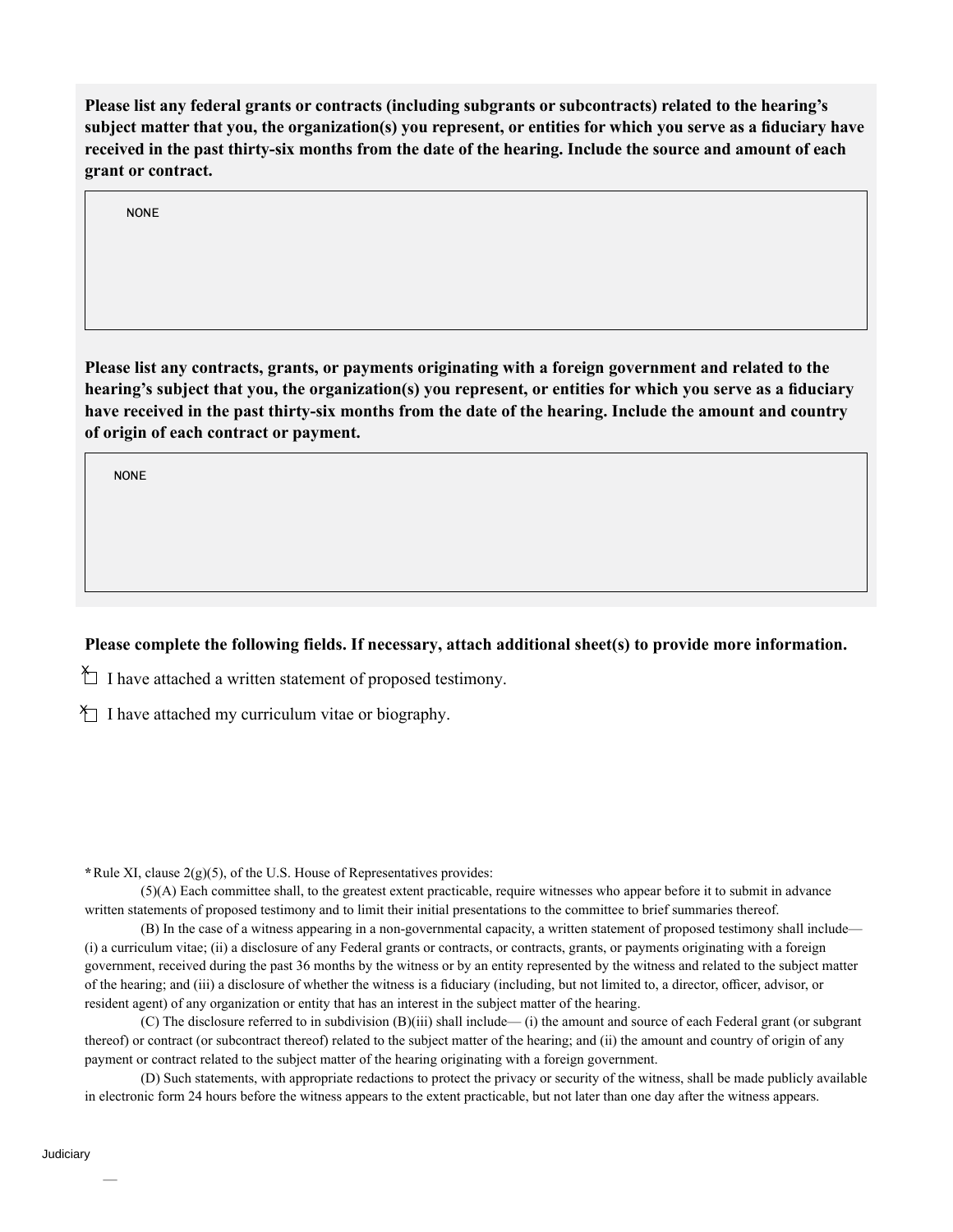**Please list any federal grants or contracts (including subgrants or subcontracts) related to the hearing's subject matter that you, the organization(s) you represent, or entities for which you serve as a fiduciary have received in the past thirty-six months from the date of the hearing. Include the source and amount of each grant or contract.**

NONE

**Please list any contracts, grants, or payments originating with a foreign government and related to the hearing's subject that you, the organization(s) you represent, or entities for which you serve as a fiduciary have received in the past thirty-six months from the date of the hearing. Include the amount and country of origin of each contract or payment.**

NONE

**Please complete the following fields. If necessary, attach additional sheet(s) to provide more information.**

- [x] I have attached a written statement of proposed testimony.
- [x] I have attached my curriculum vitae or biography.

**\*** Rule XI, clause 2(g)(5), of the U.S. House of Representatives provides:

(5)(A) Each committee shall, to the greatest extent practicable, require witnesses who appear before it to submit in advance written statements of proposed testimony and to limit their initial presentations to the committee to brief summaries thereof.

(B) In the case of a witness appearing in a non-governmental capacity, a written statement of proposed testimony shall include— (i) a curriculum vitae; (ii) a disclosure of any Federal grants or contracts, or contracts, grants, or payments originating with a foreign government, received during the past 36 months by the witness or by an entity represented by the witness and related to the subject matter of the hearing; and (iii) a disclosure of whether the witness is a fiduciary (including, but not limited to, a director, officer, advisor, or resident agent) of any organization or entity that has an interest in the subject matter of the hearing.

(C) The disclosure referred to in subdivision (B)(iii) shall include— (i) the amount and source of each Federal grant (or subgrant thereof) or contract (or subcontract thereof) related to the subject matter of the hearing; and (ii) the amount and country of origin of any payment or contract related to the subject matter of the hearing originating with a foreign government.

(D) Such statements, with appropriate redactions to protect the privacy or security of the witness, shall be made publicly available in electronic form 24 hours before the witness appears to the extent practicable, but not later than one day after the witness appears.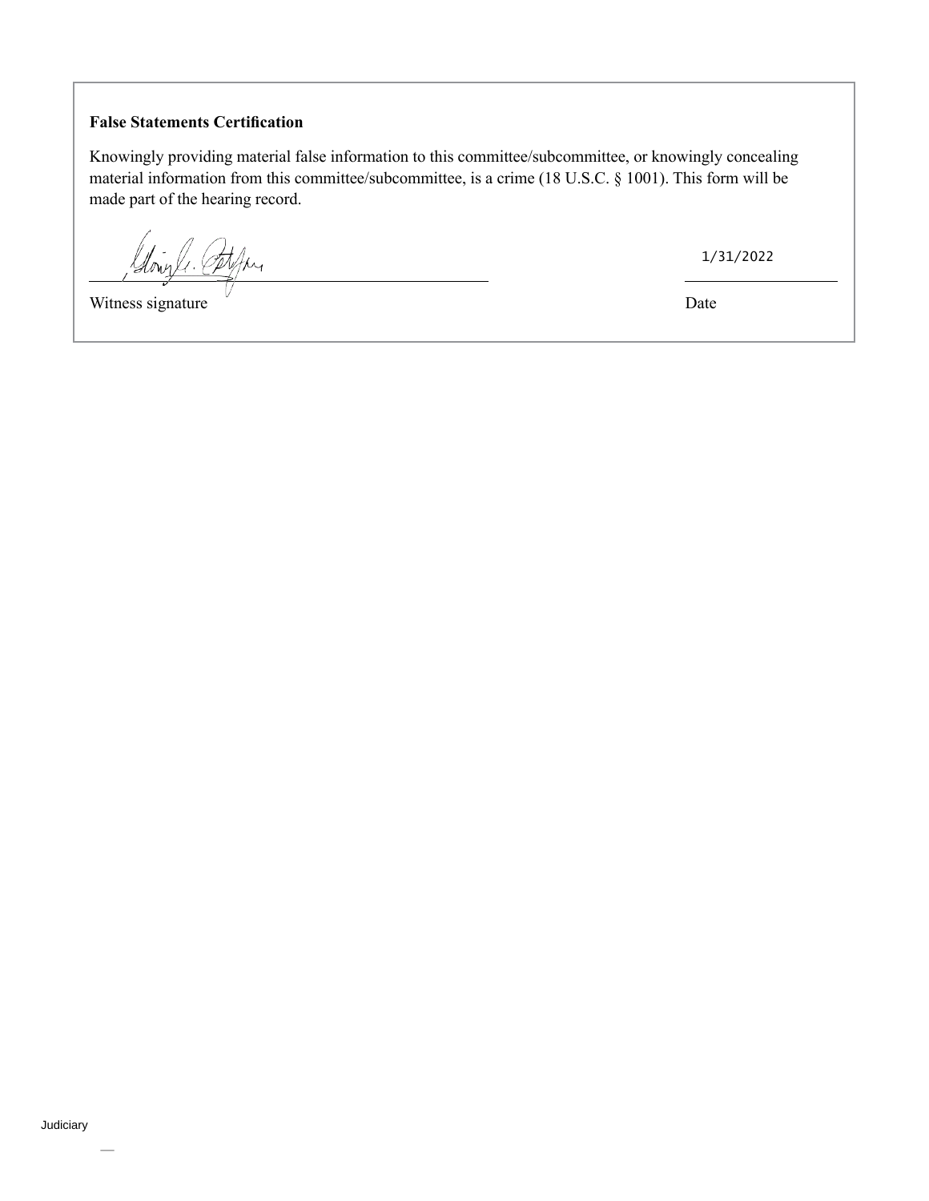**False Statements Certification**

Knowingly providing material false information to this committee/subcommittee, or knowingly concealing material information from this committee/subcommittee, is a crime (18 U.S.C. § 1001). This form will be made part of the hearing record.

Witness signature

1/31/2022

Date

Judiciary